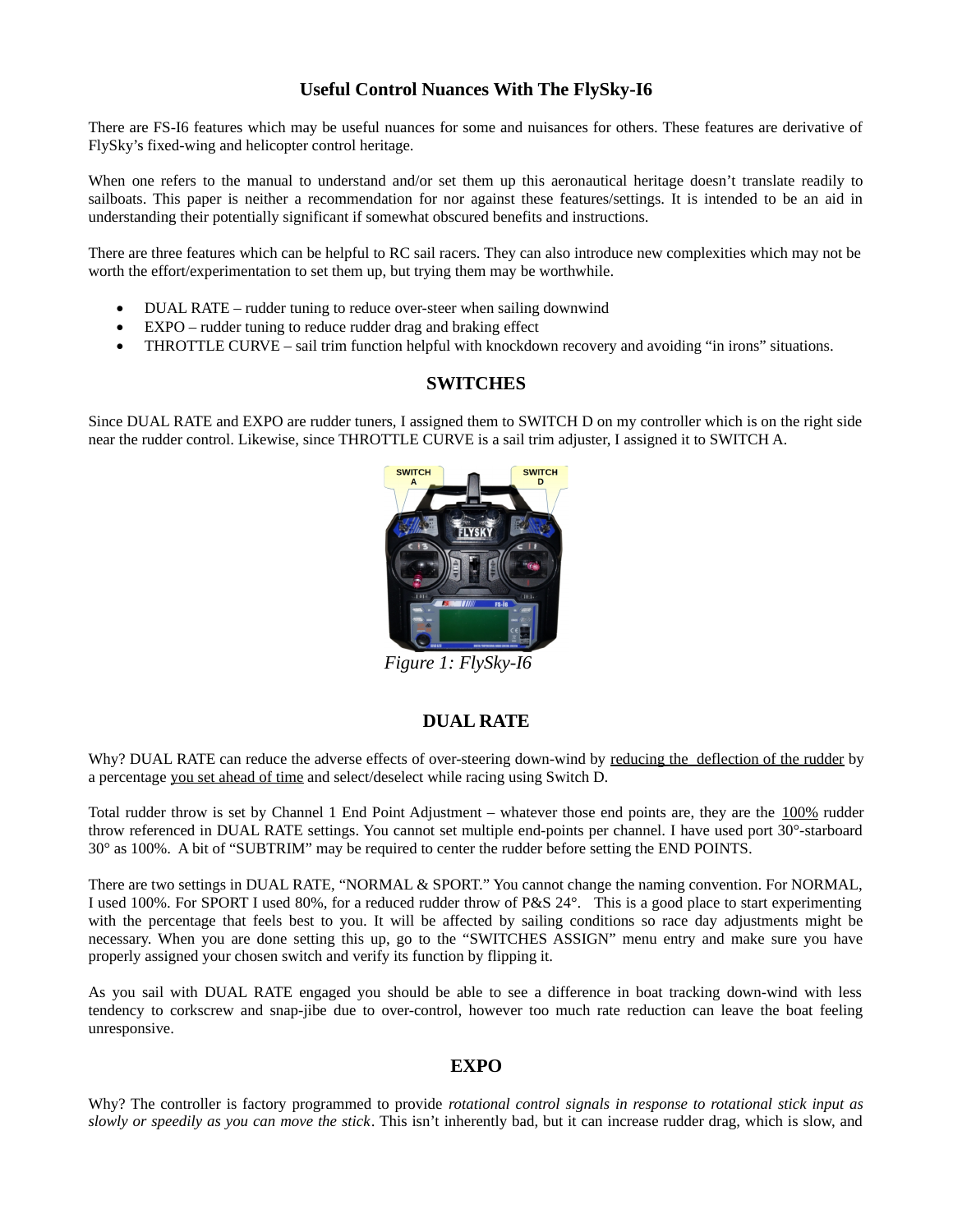# Useful Control Nuances With The FlySky-I6

There are FS-I6 features which may be useful nuances for some and nuisances for others. These features are derivative of FlySky's fixed-wing and helicopter control heritage.

When one refers to the manual to understand and/or set them up this aeronautical heritage doesn't translate readily to sailboats. This paper is neither a recommendation for nor against these features/settings. It is intended to be an aid in understanding their potentially significant if somewhat obscured benefits and instructions.

There are three features which can be helpful to RC sail racers. They can also introduce new complexities which may not be worth the effort/experimentation to set them up, but trying them may be worthwhile.

- DUAL RATE – rudder tuning to reduce over-steer when sailing downwind
- EXPO – rudder tuning to reduce rudder drag and braking effect
- THROTTLE CURVE – sail trim function helpful with knockdown recovery and avoiding "in irons" situations.

## SWITCHES

Since DUAL RATE and EXPO are rudder tuners, I assigned them to SWITCH D on my controller which is on the right side near the rudder control. Likewise, since THROTTLE CURVE is a sail trim adjuster, I assigned it to SWITCH A.

*Figure 1: FlySky-I6*

## DUAL RATE

Why? DUAL RATE can reduce the adverse effects of over-steering down-wind by <u>reducing the deflection of the rudder</u> by a percentage <u>you set ahead of time</u> and select/deselect while racing using Switch D.

Total rudder throw is set by Channel 1 End Point Adjustment – whatever those end points are, they are the <u>100%</u> rudder throw referenced in DUAL RATE settings. You cannot set multiple end-points per channel. I have used port 30°-starboard 30° as 100%. A bit of "SUBTRIM" may be required to center the rudder before setting the END POINTS.

There are two settings in DUAL RATE, "NORMAL & SPORT." You cannot change the naming convention. For NORMAL, I used 100%. For SPORT I used 80%, for a reduced rudder throw of P&S 24°. This is a good place to start experimenting with the percentage that feels best to you. It will be affected by sailing conditions so race day adjustments might be necessary. When you are done setting this up, go to the "SWITCHES ASSIGN" menu entry and make sure you have properly assigned your chosen switch and verify its function by flipping it.

As you sail with DUAL RATE engaged you should be able to see a difference in boat tracking down-wind with less tendency to corkscrew and snap-jibe due to over-control, however too much rate reduction can leave the boat feeling unresponsive.

## EXPO

Why? The controller is factory programmed to provide *rotational control signals in response to rotational stick input as slowly or speedily as you can move the stick*. This isn't inherently bad, but it can increase rudder drag, which is slow, and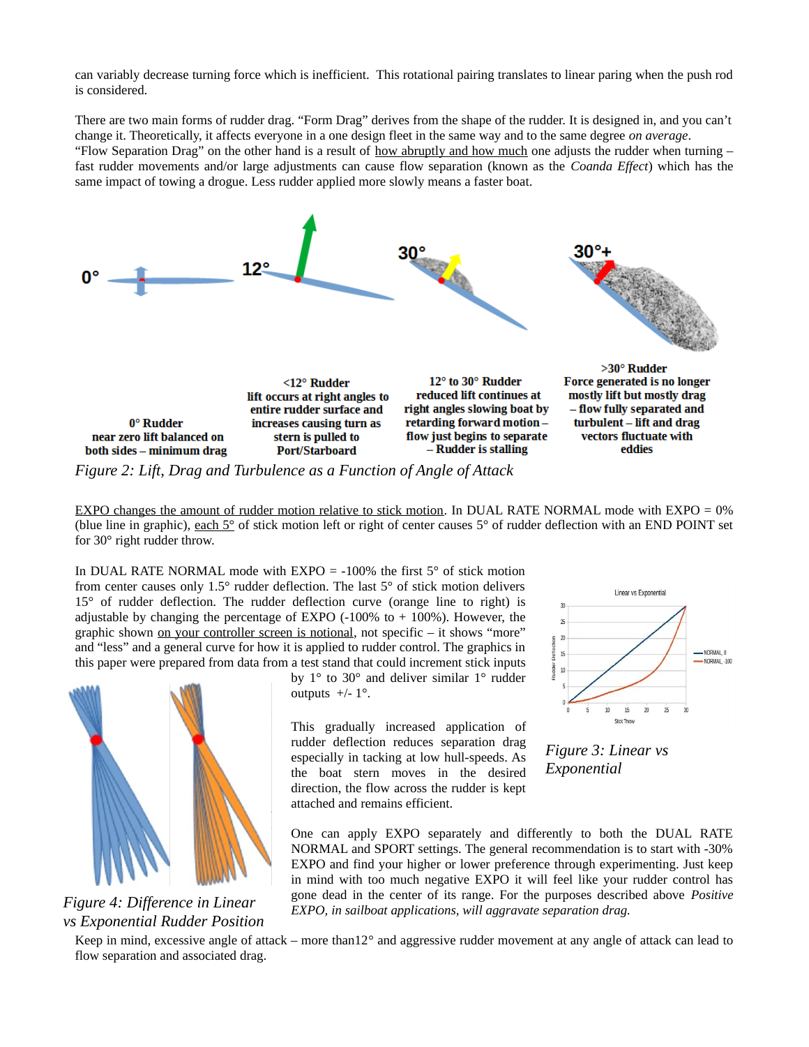can variably decrease turning force which is inefficient. This rotational pairing translates to linear paring when the push rod is considered.

There are two main forms of rudder drag. “Form Drag” derives from the shape of the rudder. It is designed in, and you can’t change it. Theoretically, it affects everyone in a one design fleet in the same way and to the same degree *on average*. “Flow Separation Drag” on the other hand is a result of how abruptly and how much one adjusts the rudder when turning – fast rudder movements and/or large adjustments can cause flow separation (known as the *Coanda Effect*) which has the same impact of towing a drogue. Less rudder applied more slowly means a faster boat.

0°　　12°　　30°　　30°+

**0° Rudder**
**near zero lift balanced on both sides – minimum drag**

**<12° Rudder**
**lift occurs at right angles to entire rudder surface and increases causing turn as stern is pulled to Port/Starboard**

**12° to 30° Rudder**
**reduced lift continues at right angles slowing boat by retarding forward motion – flow just begins to separate – Rudder is stalling**

**>30° Rudder**
**Force generated is no longer mostly lift but mostly drag – flow fully separated and turbulent – lift and drag vectors fluctuate with eddies**

*Figure 2: Lift, Drag and Turbulence as a Function of Angle of Attack*

EXPO changes the amount of rudder motion relative to stick motion. In DUAL RATE NORMAL mode with EXPO = 0% (blue line in graphic), each 5° of stick motion left or right of center causes 5° of rudder deflection with an END POINT set for 30° right rudder throw.

In DUAL RATE NORMAL mode with EXPO = -100% the first 5° of stick motion from center causes only 1.5° rudder deflection. The last 5° of stick motion delivers 15° of rudder deflection. The rudder deflection curve (orange line to right) is adjustable by changing the percentage of EXPO (-100% to + 100%). However, the graphic shown on your controller screen is notional, not specific – it shows “more” and “less” and a general curve for how it is applied to rudder control. The graphics in this paper were prepared from data from a test stand that could increment stick inputs by 1° to 30° and deliver similar 1° rudder outputs +/- 1°.

*Figure 3: Linear vs Exponential*

This gradually increased application of rudder deflection reduces separation drag especially in tacking at low hull-speeds. As the boat stern moves in the desired direction, the flow across the rudder is kept attached and remains efficient.

*Figure 4: Difference in Linear vs Exponential Rudder Position*

One can apply EXPO separately and differently to both the DUAL RATE NORMAL and SPORT settings. The general recommendation is to start with -30% EXPO and find your higher or lower preference through experimenting. Just keep in mind with too much negative EXPO it will feel like your rudder control has gone dead in the center of its range. For the purposes described above *Positive EXPO, in sailboat applications, will aggravate separation drag.*

Keep in mind, excessive angle of attack – more than12° and aggressive rudder movement at any angle of attack can lead to flow separation and associated drag.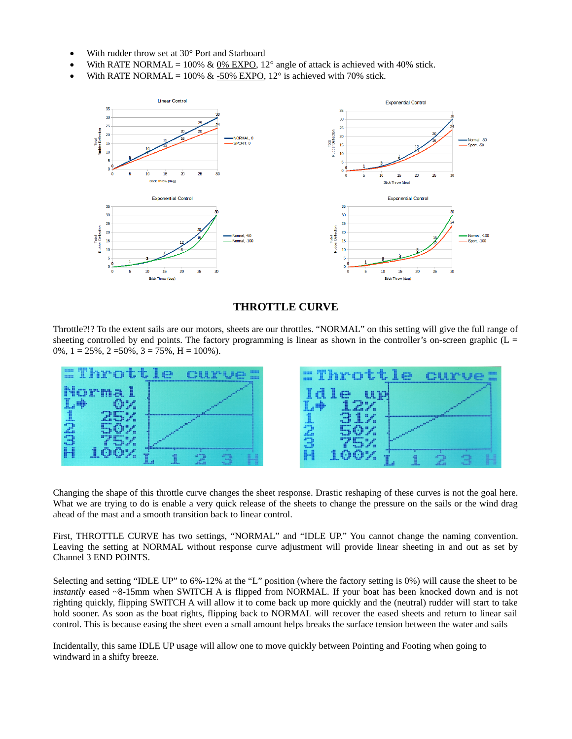- With rudder throw set at 30° Port and Starboard
- With RATE NORMAL = 100% & 0% EXPO, 12° angle of attack is achieved with 40% stick.
- With RATE NORMAL = 100% & -50% EXPO, 12° is achieved with 70% stick.

## THROTTLE CURVE

Throttle?!? To the extent sails are our motors, sheets are our throttles. "NORMAL" on this setting will give the full range of sheeting controlled by end points. The factory programming is linear as shown in the controller's on-screen graphic (L = 0%, 1 = 25%, 2 =50%, 3 = 75%, H = 100%).

Changing the shape of this throttle curve changes the sheet response. Drastic reshaping of these curves is not the goal here. What we are trying to do is enable a very quick release of the sheets to change the pressure on the sails or the wind drag ahead of the mast and a smooth transition back to linear control.

First, THROTTLE CURVE has two settings, "NORMAL" and "IDLE UP." You cannot change the naming convention. Leaving the setting at NORMAL without response curve adjustment will provide linear sheeting in and out as set by Channel 3 END POINTS.

Selecting and setting "IDLE UP" to 6%-12% at the "L" position (where the factory setting is 0%) will cause the sheet to be *instantly* eased ~8-15mm when SWITCH A is flipped from NORMAL. If your boat has been knocked down and is not righting quickly, flipping SWITCH A will allow it to come back up more quickly and the (neutral) rudder will start to take hold sooner. As soon as the boat rights, flipping back to NORMAL will recover the eased sheets and return to linear sail control. This is because easing the sheet even a small amount helps breaks the surface tension between the water and sails

Incidentally, this same IDLE UP usage will allow one to move quickly between Pointing and Footing when going to windward in a shifty breeze.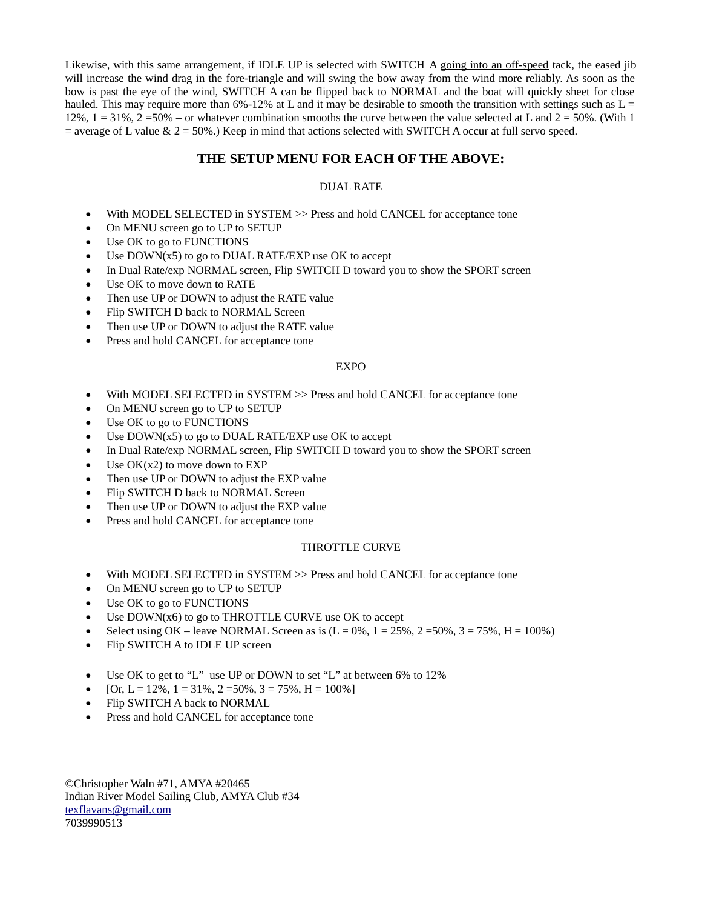Likewise, with this same arrangement, if IDLE UP is selected with SWITCH A going into an off-speed tack, the eased jib will increase the wind drag in the fore-triangle and will swing the bow away from the wind more reliably. As soon as the bow is past the eye of the wind, SWITCH A can be flipped back to NORMAL and the boat will quickly sheet for close hauled. This may require more than 6%-12% at L and it may be desirable to smooth the transition with settings such as L = 12%, 1 = 31%, 2 =50% – or whatever combination smooths the curve between the value selected at L and 2 = 50%. (With 1 = average of L value & 2 = 50%.) Keep in mind that actions selected with SWITCH A occur at full servo speed.

## THE SETUP MENU FOR EACH OF THE ABOVE:

### DUAL RATE

- With MODEL SELECTED in SYSTEM >> Press and hold CANCEL for acceptance tone
- On MENU screen go to UP to SETUP
- Use OK to go to FUNCTIONS
- Use DOWN(x5) to go to DUAL RATE/EXP use OK to accept
- In Dual Rate/exp NORMAL screen, Flip SWITCH D toward you to show the SPORT screen
- Use OK to move down to RATE
- Then use UP or DOWN to adjust the RATE value
- Flip SWITCH D back to NORMAL Screen
- Then use UP or DOWN to adjust the RATE value
- Press and hold CANCEL for acceptance tone

### EXPO

- With MODEL SELECTED in SYSTEM >> Press and hold CANCEL for acceptance tone
- On MENU screen go to UP to SETUP
- Use OK to go to FUNCTIONS
- Use DOWN(x5) to go to DUAL RATE/EXP use OK to accept
- In Dual Rate/exp NORMAL screen, Flip SWITCH D toward you to show the SPORT screen
- Use OK(x2) to move down to EXP
- Then use UP or DOWN to adjust the EXP value
- Flip SWITCH D back to NORMAL Screen
- Then use UP or DOWN to adjust the EXP value
- Press and hold CANCEL for acceptance tone

### THROTTLE CURVE

- With MODEL SELECTED in SYSTEM >> Press and hold CANCEL for acceptance tone
- On MENU screen go to UP to SETUP
- Use OK to go to FUNCTIONS
- Use DOWN(x6) to go to THROTTLE CURVE use OK to accept
- Select using OK – leave NORMAL Screen as is (L = 0%, 1 = 25%, 2 =50%, 3 = 75%, H = 100%)
- Flip SWITCH A to IDLE UP screen

- Use OK to get to "L" use UP or DOWN to set "L" at between 6% to 12%
- [Or, L = 12%, 1 = 31%, 2 =50%, 3 = 75%, H = 100%]
- Flip SWITCH A back to NORMAL
- Press and hold CANCEL for acceptance tone

©Christopher Waln #71, AMYA #20465
Indian River Model Sailing Club, AMYA Club #34
texflavans@gmail.com
7039990513